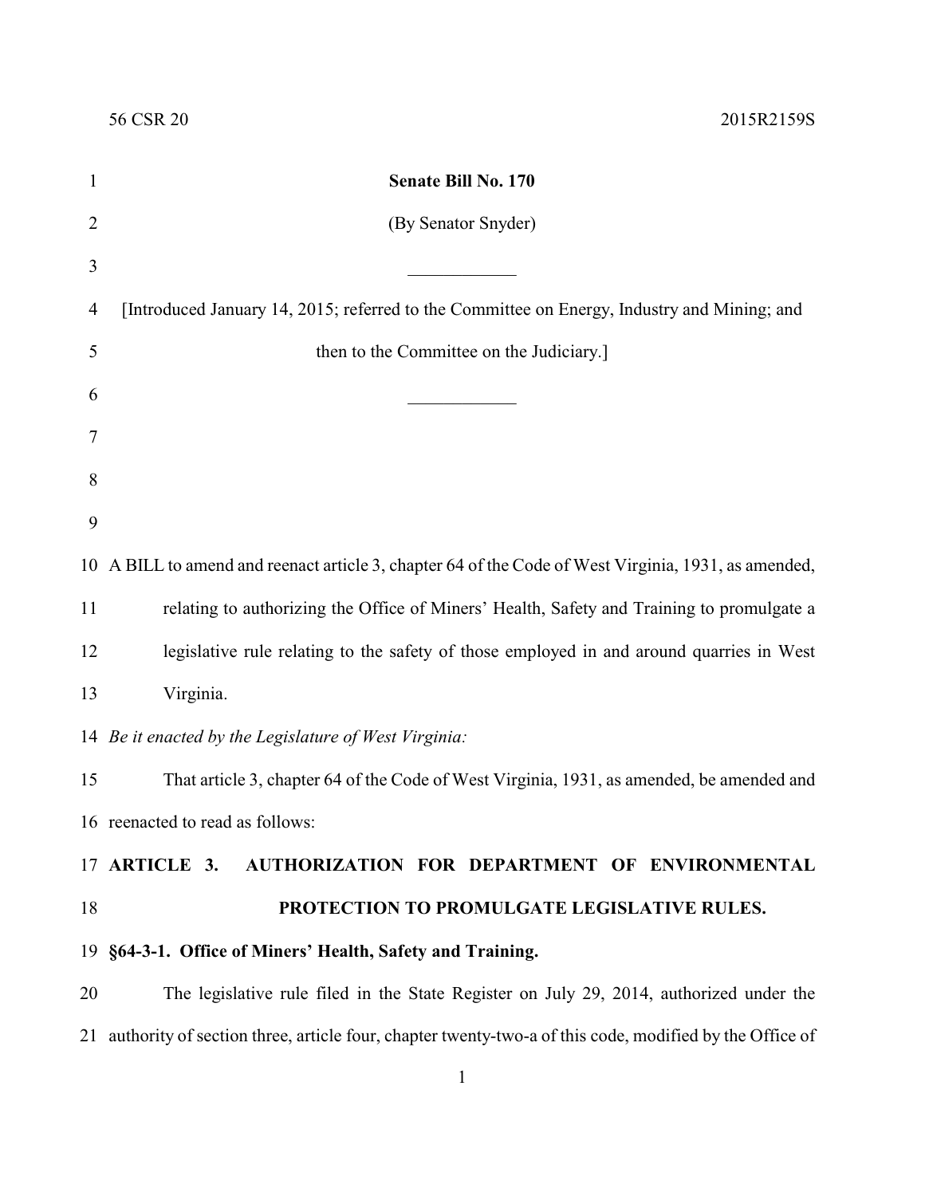**Senate Bill No. 170**

(By Senator Snyder)

____________

[Introduced January 14, 2015; referred to the Committee on Energy, Industry and Mining; and then to the Committee on the Judiciary.]

____________

A BILL to amend and reenact article 3, chapter 64 of the Code of West Virginia, 1931, as amended, relating to authorizing the Office of Miners' Health, Safety and Training to promulgate a legislative rule relating to the safety of those employed in and around quarries in West Virginia.

*Be it enacted by the Legislature of West Virginia:*

That article 3, chapter 64 of the Code of West Virginia, 1931, as amended, be amended and reenacted to read as follows:

## ARTICLE 3. AUTHORIZATION FOR DEPARTMENT OF ENVIRONMENTAL PROTECTION TO PROMULGATE LEGISLATIVE RULES.

### §64-3-1. Office of Miners' Health, Safety and Training.

The legislative rule filed in the State Register on July 29, 2014, authorized under the authority of section three, article four, chapter twenty-two-a of this code, modified by the Office of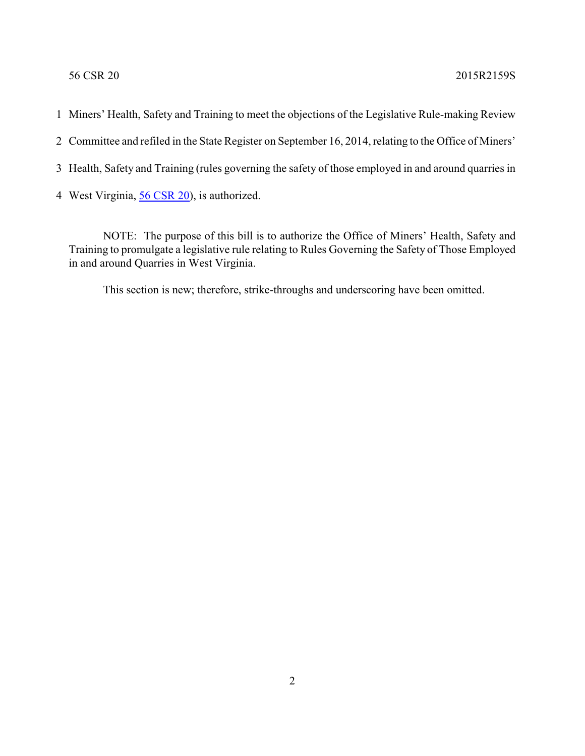1 Miners' Health, Safety and Training to meet the objections of the Legislative Rule-making Review

2 Committee and refiled in the State Register on September 16, 2014, relating to the Office of Miners'

3 Health, Safety and Training (rules governing the safety of those employed in and around quarries in

4 West Virginia, 56 CSR 20), is authorized.

NOTE: The purpose of this bill is to authorize the Office of Miners' Health, Safety and Training to promulgate a legislative rule relating to Rules Governing the Safety of Those Employed in and around Quarries in West Virginia.

This section is new; therefore, strike-throughs and underscoring have been omitted.